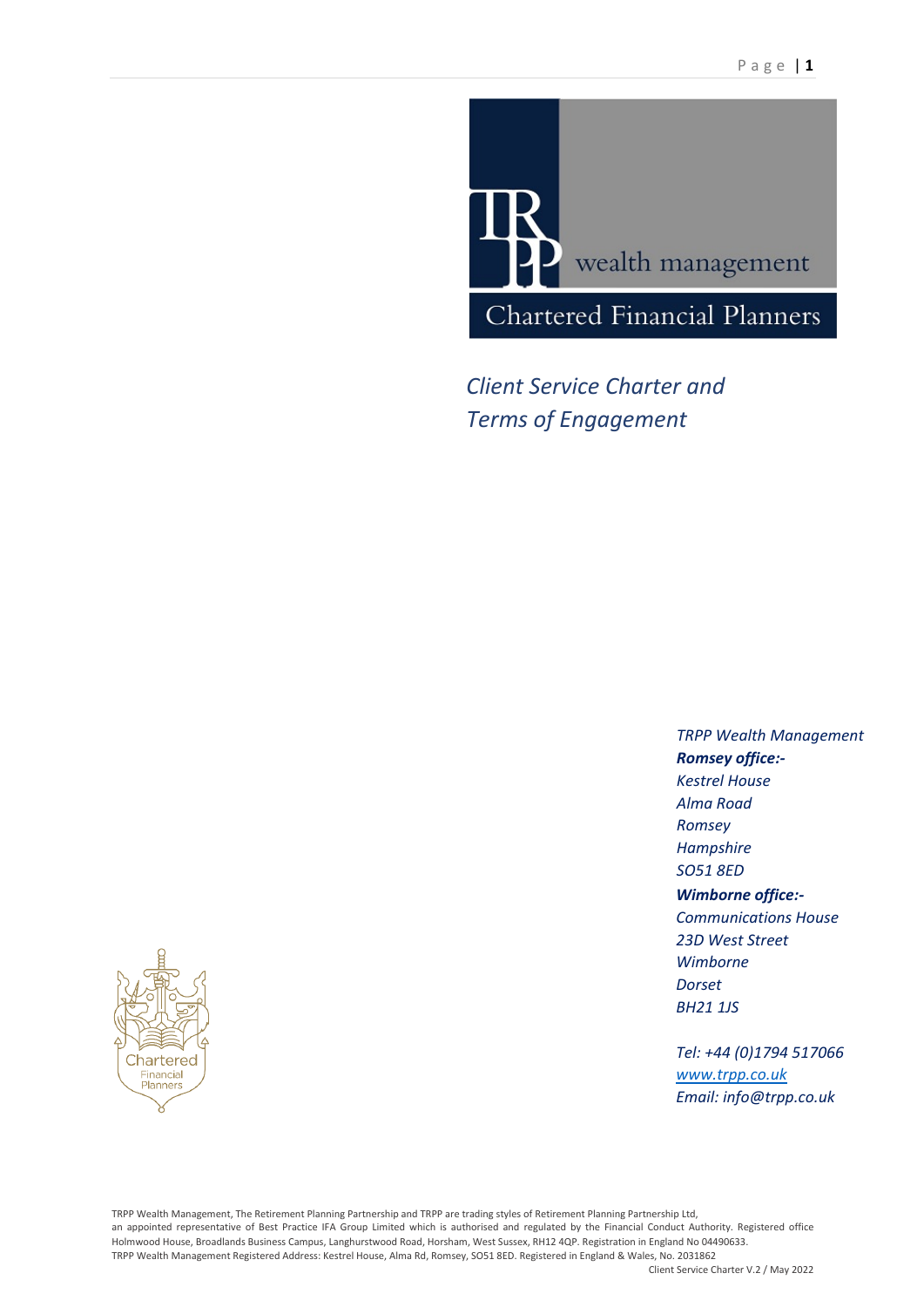wealth management

Chartered Financial Planners

# *Client Service Charter and Terms of Engagement*

*TRPP Wealth Management*
***Romsey office:-***
*Kestrel House*
*Alma Road*
*Romsey*
*Hampshire*
*SO51 8ED*
***Wimborne office:-***
*Communications House*
*23D West Street*
*Wimborne*
*Dorset*
*BH21 1JS*

*Tel: +44 (0)1794 517066*
*www.trpp.co.uk*
*Email: info@trpp.co.uk*

Chartered Financial Planners

TRPP Wealth Management, The Retirement Planning Partnership and TRPP are trading styles of Retirement Planning Partnership Ltd, an appointed representative of Best Practice IFA Group Limited which is authorised and regulated by the Financial Conduct Authority. Registered office Holmwood House, Broadlands Business Campus, Langhurstwood Road, Horsham, West Sussex, RH12 4QP. Registration in England No 04490633.
TRPP Wealth Management Registered Address: Kestrel House, Alma Rd, Romsey, SO51 8ED. Registered in England & Wales, No. 2031862

Client Service Charter V.2 / May 2022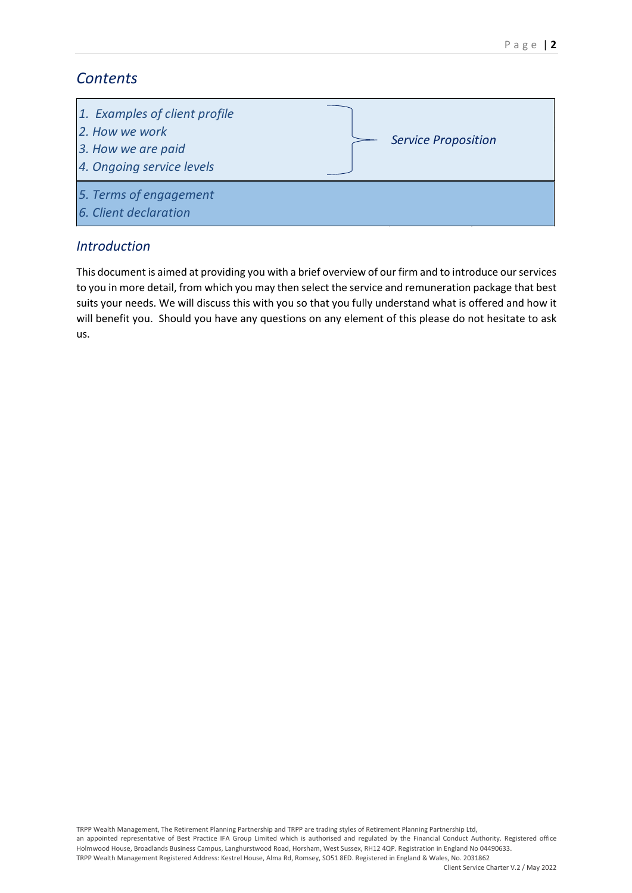## *Contents*

| | |
|---|---|
| *1. Examples of client profile*<br>*2. How we work*<br>*3. How we are paid*<br>*4. Ongoing service levels* | *Service Proposition* |
| *5. Terms of engagement*<br>*6. Client declaration* | |

## *Introduction*

This document is aimed at providing you with a brief overview of our firm and to introduce our services to you in more detail, from which you may then select the service and remuneration package that best suits your needs. We will discuss this with you so that you fully understand what is offered and how it will benefit you. Should you have any questions on any element of this please do not hesitate to ask us.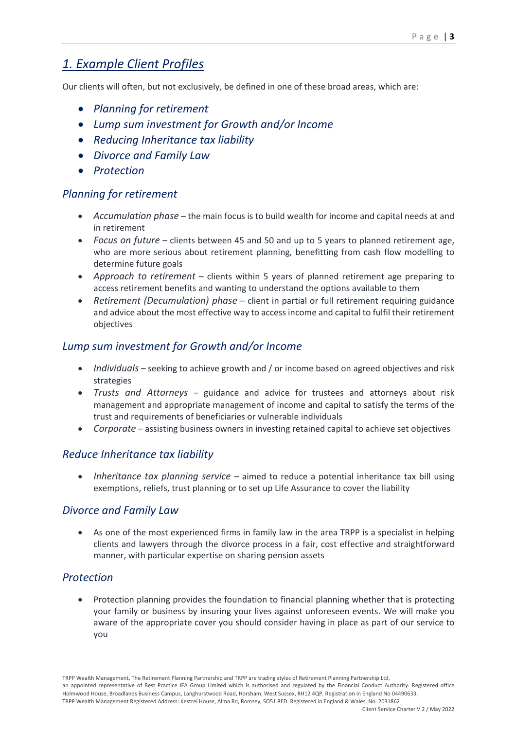# 1. Example Client Profiles

Our clients will often, but not exclusively, be defined in one of these broad areas, which are:

- *Planning for retirement*
- *Lump sum investment for Growth and/or Income*
- *Reducing Inheritance tax liability*
- *Divorce and Family Law*
- *Protection*

## Planning for retirement

- *Accumulation phase* – the main focus is to build wealth for income and capital needs at and in retirement
- *Focus on future* – clients between 45 and 50 and up to 5 years to planned retirement age, who are more serious about retirement planning, benefitting from cash flow modelling to determine future goals
- *Approach to retirement* – clients within 5 years of planned retirement age preparing to access retirement benefits and wanting to understand the options available to them
- *Retirement (Decumulation) phase* – client in partial or full retirement requiring guidance and advice about the most effective way to access income and capital to fulfil their retirement objectives

## Lump sum investment for Growth and/or Income

- *Individuals* – seeking to achieve growth and / or income based on agreed objectives and risk strategies
- *Trusts and Attorneys* – guidance and advice for trustees and attorneys about risk management and appropriate management of income and capital to satisfy the terms of the trust and requirements of beneficiaries or vulnerable individuals
- *Corporate* – assisting business owners in investing retained capital to achieve set objectives

## Reduce Inheritance tax liability

- *Inheritance tax planning service* – aimed to reduce a potential inheritance tax bill using exemptions, reliefs, trust planning or to set up Life Assurance to cover the liability

## Divorce and Family Law

- As one of the most experienced firms in family law in the area TRPP is a specialist in helping clients and lawyers through the divorce process in a fair, cost effective and straightforward manner, with particular expertise on sharing pension assets

## Protection

- Protection planning provides the foundation to financial planning whether that is protecting your family or business by insuring your lives against unforeseen events. We will make you aware of the appropriate cover you should consider having in place as part of our service to you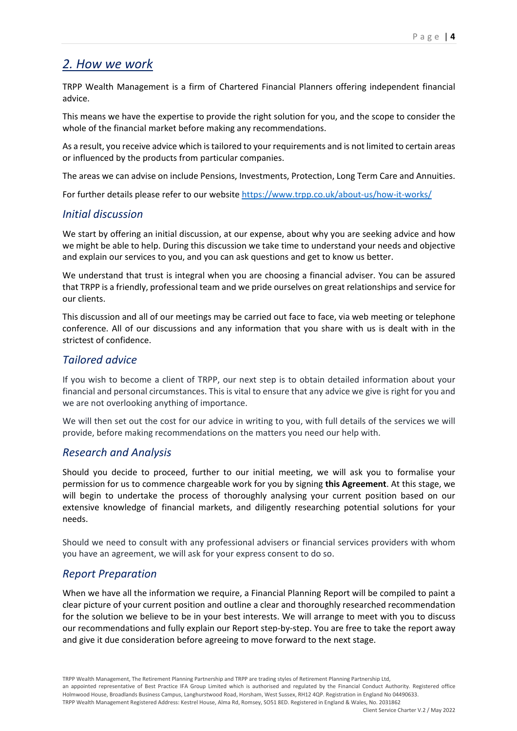## *2. How we work*

TRPP Wealth Management is a firm of Chartered Financial Planners offering independent financial advice.

This means we have the expertise to provide the right solution for you, and the scope to consider the whole of the financial market before making any recommendations.

As a result, you receive advice which is tailored to your requirements and is not limited to certain areas or influenced by the products from particular companies.

The areas we can advise on include Pensions, Investments, Protection, Long Term Care and Annuities.

For further details please refer to our website https://www.trpp.co.uk/about-us/how-it-works/

### *Initial discussion*

We start by offering an initial discussion, at our expense, about why you are seeking advice and how we might be able to help. During this discussion we take time to understand your needs and objective and explain our services to you, and you can ask questions and get to know us better.

We understand that trust is integral when you are choosing a financial adviser. You can be assured that TRPP is a friendly, professional team and we pride ourselves on great relationships and service for our clients.

This discussion and all of our meetings may be carried out face to face, via web meeting or telephone conference. All of our discussions and any information that you share with us is dealt with in the strictest of confidence.

### *Tailored advice*

If you wish to become a client of TRPP, our next step is to obtain detailed information about your financial and personal circumstances. This is vital to ensure that any advice we give is right for you and we are not overlooking anything of importance.

We will then set out the cost for our advice in writing to you, with full details of the services we will provide, before making recommendations on the matters you need our help with.

### *Research and Analysis*

Should you decide to proceed, further to our initial meeting, we will ask you to formalise your permission for us to commence chargeable work for you by signing **this Agreement**. At this stage, we will begin to undertake the process of thoroughly analysing your current position based on our extensive knowledge of financial markets, and diligently researching potential solutions for your needs.

Should we need to consult with any professional advisers or financial services providers with whom you have an agreement, we will ask for your express consent to do so.

### *Report Preparation*

When we have all the information we require, a Financial Planning Report will be compiled to paint a clear picture of your current position and outline a clear and thoroughly researched recommendation for the solution we believe to be in your best interests. We will arrange to meet with you to discuss our recommendations and fully explain our Report step-by-step. You are free to take the report away and give it due consideration before agreeing to move forward to the next stage.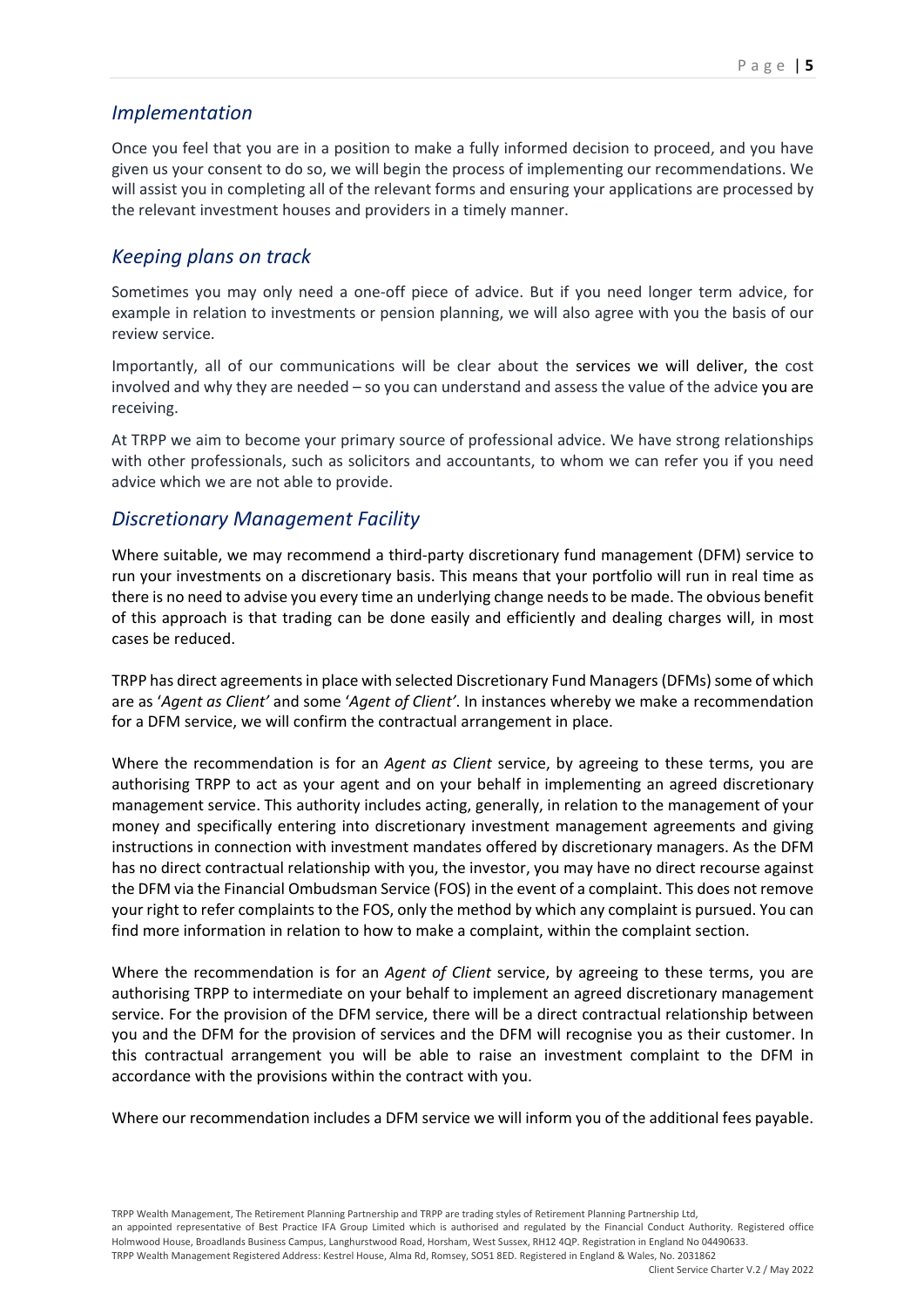## *Implementation*

Once you feel that you are in a position to make a fully informed decision to proceed, and you have given us your consent to do so, we will begin the process of implementing our recommendations. We will assist you in completing all of the relevant forms and ensuring your applications are processed by the relevant investment houses and providers in a timely manner.

## *Keeping plans on track*

Sometimes you may only need a one-off piece of advice. But if you need longer term advice, for example in relation to investments or pension planning, we will also agree with you the basis of our review service.

Importantly, all of our communications will be clear about the services we will deliver, the cost involved and why they are needed – so you can understand and assess the value of the advice you are receiving.

At TRPP we aim to become your primary source of professional advice. We have strong relationships with other professionals, such as solicitors and accountants, to whom we can refer you if you need advice which we are not able to provide.

## *Discretionary Management Facility*

Where suitable, we may recommend a third-party discretionary fund management (DFM) service to run your investments on a discretionary basis. This means that your portfolio will run in real time as there is no need to advise you every time an underlying change needs to be made. The obvious benefit of this approach is that trading can be done easily and efficiently and dealing charges will, in most cases be reduced.

TRPP has direct agreements in place with selected Discretionary Fund Managers (DFMs) some of which are as '*Agent as Client'* and some '*Agent of Client'*. In instances whereby we make a recommendation for a DFM service, we will confirm the contractual arrangement in place.

Where the recommendation is for an *Agent as Client* service, by agreeing to these terms, you are authorising TRPP to act as your agent and on your behalf in implementing an agreed discretionary management service. This authority includes acting, generally, in relation to the management of your money and specifically entering into discretionary investment management agreements and giving instructions in connection with investment mandates offered by discretionary managers. As the DFM has no direct contractual relationship with you, the investor, you may have no direct recourse against the DFM via the Financial Ombudsman Service (FOS) in the event of a complaint. This does not remove your right to refer complaints to the FOS, only the method by which any complaint is pursued. You can find more information in relation to how to make a complaint, within the complaint section.

Where the recommendation is for an *Agent of Client* service, by agreeing to these terms, you are authorising TRPP to intermediate on your behalf to implement an agreed discretionary management service. For the provision of the DFM service, there will be a direct contractual relationship between you and the DFM for the provision of services and the DFM will recognise you as their customer. In this contractual arrangement you will be able to raise an investment complaint to the DFM in accordance with the provisions within the contract with you.

Where our recommendation includes a DFM service we will inform you of the additional fees payable.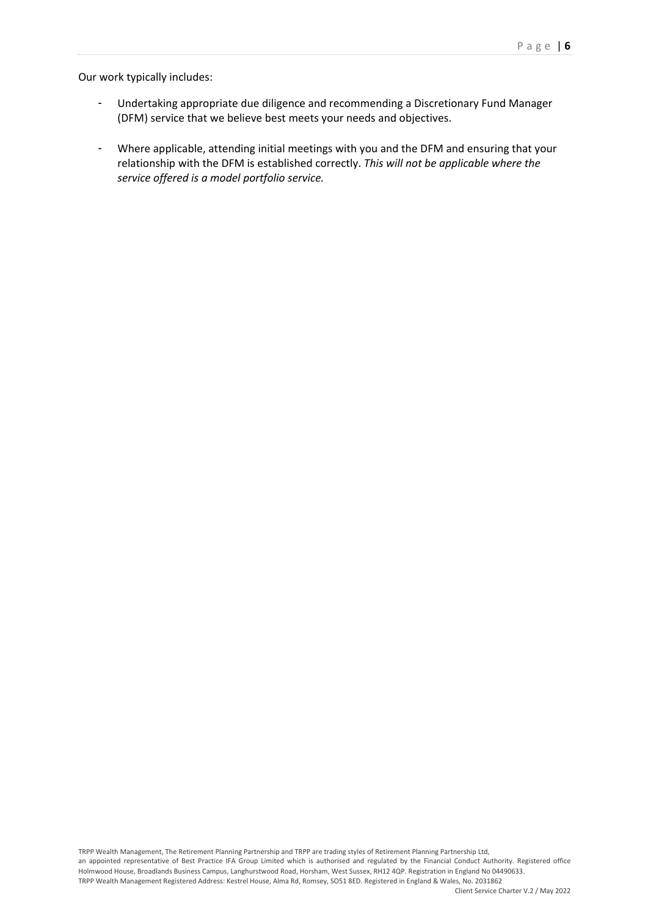Our work typically includes:

- Undertaking appropriate due diligence and recommending a Discretionary Fund Manager (DFM) service that we believe best meets your needs and objectives.

- Where applicable, attending initial meetings with you and the DFM and ensuring that your relationship with the DFM is established correctly. *This will not be applicable where the service offered is a model portfolio service.*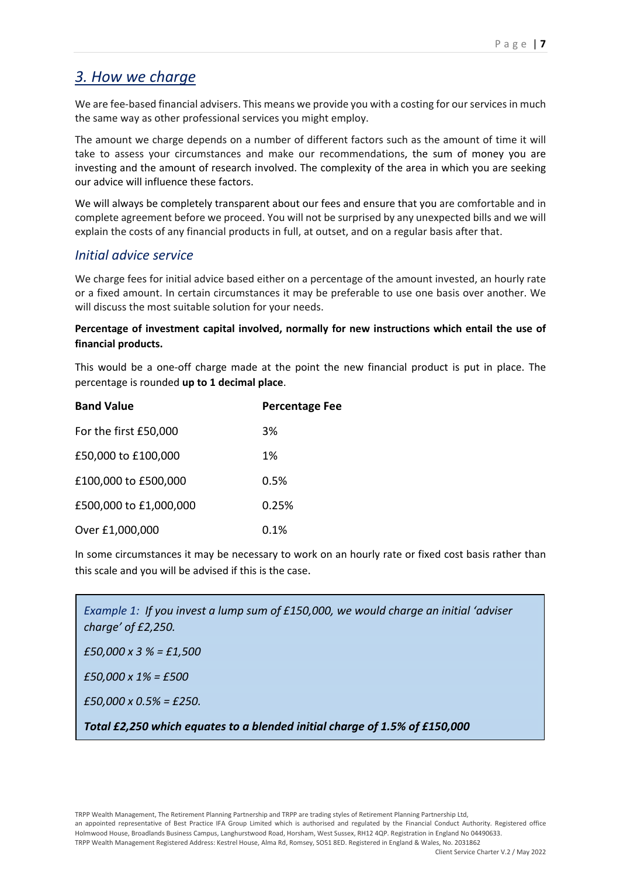## *3. How we charge*

We are fee-based financial advisers. This means we provide you with a costing for our services in much the same way as other professional services you might employ.

The amount we charge depends on a number of different factors such as the amount of time it will take to assess your circumstances and make our recommendations, the sum of money you are investing and the amount of research involved. The complexity of the area in which you are seeking our advice will influence these factors.

We will always be completely transparent about our fees and ensure that you are comfortable and in complete agreement before we proceed. You will not be surprised by any unexpected bills and we will explain the costs of any financial products in full, at outset, and on a regular basis after that.

### *Initial advice service*

We charge fees for initial advice based either on a percentage of the amount invested, an hourly rate or a fixed amount. In certain circumstances it may be preferable to use one basis over another. We will discuss the most suitable solution for your needs.

**Percentage of investment capital involved, normally for new instructions which entail the use of financial products.**

This would be a one-off charge made at the point the new financial product is put in place. The percentage is rounded **up to 1 decimal place**.

| **Band Value** | **Percentage Fee** |
|---|---|
| For the first £50,000 | 3% |
| £50,000 to £100,000 | 1% |
| £100,000 to £500,000 | 0.5% |
| £500,000 to £1,000,000 | 0.25% |
| Over £1,000,000 | 0.1% |

In some circumstances it may be necessary to work on an hourly rate or fixed cost basis rather than this scale and you will be advised if this is the case.

*Example 1: If you invest a lump sum of £150,000, we would charge an initial 'adviser charge' of £2,250.*

*£50,000 x 3 % = £1,500*

*£50,000 x 1% = £500*

*£50,000 x 0.5% = £250.*

***Total £2,250 which equates to a blended initial charge of 1.5% of £150,000***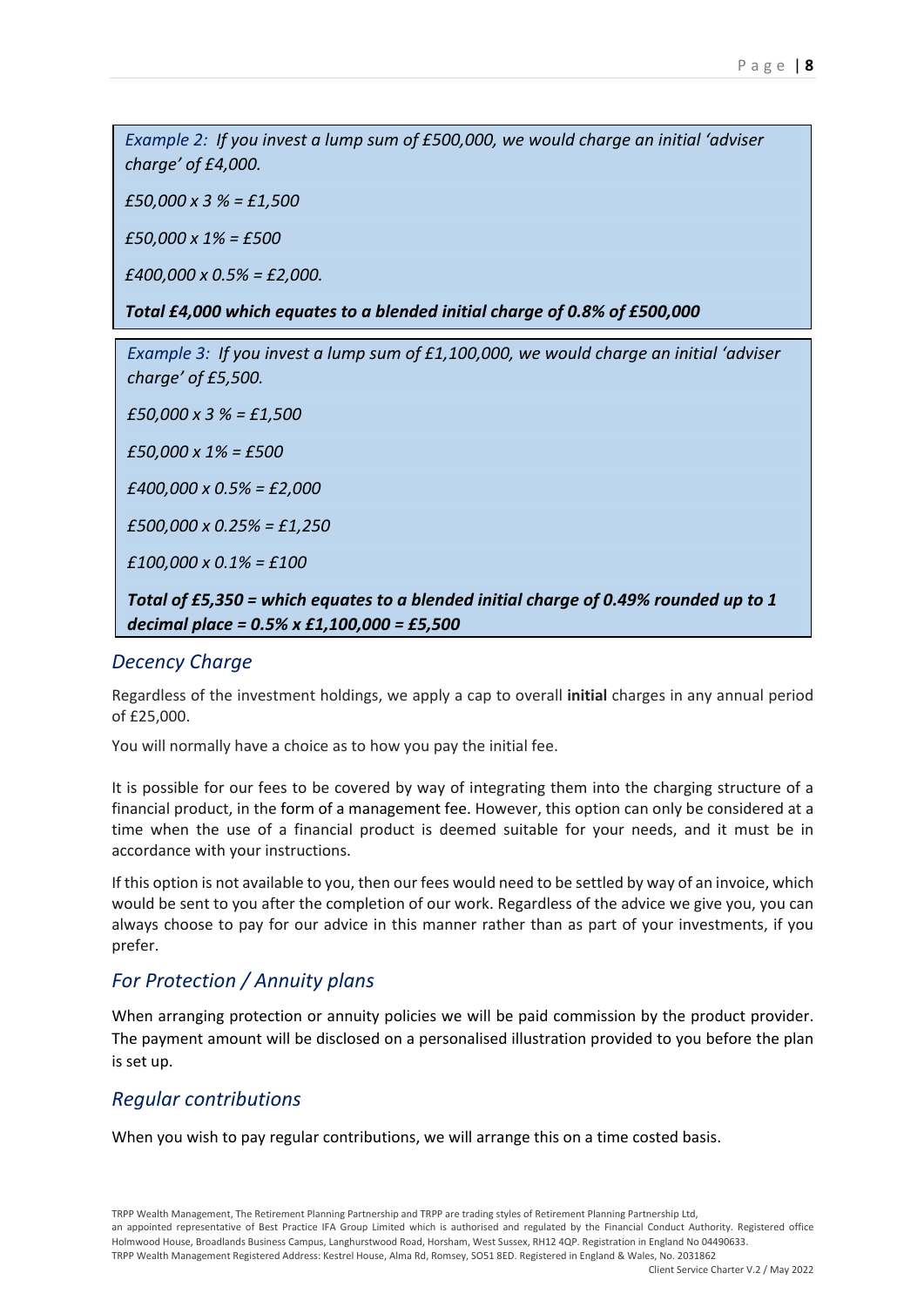*Example 2: If you invest a lump sum of £500,000, we would charge an initial 'adviser charge' of £4,000.*

*£50,000 x 3 % = £1,500*

*£50,000 x 1% = £500*

*£400,000 x 0.5% = £2,000.*

***Total £4,000 which equates to a blended initial charge of 0.8% of £500,000***

*Example 3: If you invest a lump sum of £1,100,000, we would charge an initial 'adviser charge' of £5,500.*

*£50,000 x 3 % = £1,500*

*£50,000 x 1% = £500*

*£400,000 x 0.5% = £2,000*

*£500,000 x 0.25% = £1,250*

*£100,000 x 0.1% = £100*

***Total of £5,350 = which equates to a blended initial charge of 0.49% rounded up to 1 decimal place = 0.5% x £1,100,000 = £5,500***

## *Decency Charge*

Regardless of the investment holdings, we apply a cap to overall **initial** charges in any annual period of £25,000.

You will normally have a choice as to how you pay the initial fee.

It is possible for our fees to be covered by way of integrating them into the charging structure of a financial product, in the form of a management fee. However, this option can only be considered at a time when the use of a financial product is deemed suitable for your needs, and it must be in accordance with your instructions.

If this option is not available to you, then our fees would need to be settled by way of an invoice, which would be sent to you after the completion of our work. Regardless of the advice we give you, you can always choose to pay for our advice in this manner rather than as part of your investments, if you prefer.

## *For Protection / Annuity plans*

When arranging protection or annuity policies we will be paid commission by the product provider. The payment amount will be disclosed on a personalised illustration provided to you before the plan is set up.

## *Regular contributions*

When you wish to pay regular contributions, we will arrange this on a time costed basis.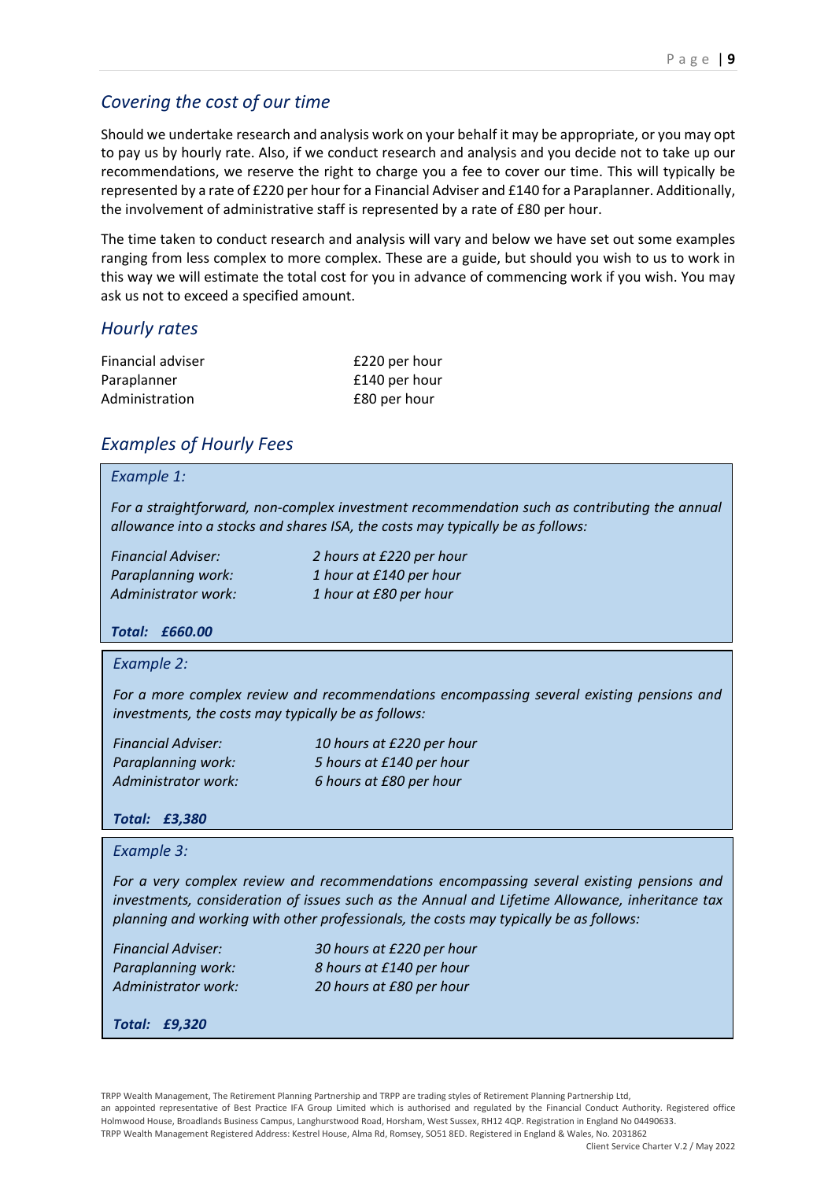## *Covering the cost of our time*

Should we undertake research and analysis work on your behalf it may be appropriate, or you may opt to pay us by hourly rate. Also, if we conduct research and analysis and you decide not to take up our recommendations, we reserve the right to charge you a fee to cover our time. This will typically be represented by a rate of £220 per hour for a Financial Adviser and £140 for a Paraplanner. Additionally, the involvement of administrative staff is represented by a rate of £80 per hour.

The time taken to conduct research and analysis will vary and below we have set out some examples ranging from less complex to more complex. These are a guide, but should you wish to us to work in this way we will estimate the total cost for you in advance of commencing work if you wish. You may ask us not to exceed a specified amount.

## *Hourly rates*

| | |
|---|---|
| Financial adviser | £220 per hour |
| Paraplanner | £140 per hour |
| Administration | £80 per hour |

## *Examples of Hourly Fees*

*Example 1:*

*For a straightforward, non-complex investment recommendation such as contributing the annual allowance into a stocks and shares ISA, the costs may typically be as follows:*

| | |
|---|---|
| *Financial Adviser:* | *2 hours at £220 per hour* |
| *Paraplanning work:* | *1 hour at £140 per hour* |
| *Administrator work:* | *1 hour at £80 per hour* |

***Total: £660.00***

*Example 2:*

*For a more complex review and recommendations encompassing several existing pensions and investments, the costs may typically be as follows:*

| | |
|---|---|
| *Financial Adviser:* | *10 hours at £220 per hour* |
| *Paraplanning work:* | *5 hours at £140 per hour* |
| *Administrator work:* | *6 hours at £80 per hour* |

***Total: £3,380***

*Example 3:*

*For a very complex review and recommendations encompassing several existing pensions and investments, consideration of issues such as the Annual and Lifetime Allowance, inheritance tax planning and working with other professionals, the costs may typically be as follows:*

| | |
|---|---|
| *Financial Adviser:* | *30 hours at £220 per hour* |
| *Paraplanning work:* | *8 hours at £140 per hour* |
| *Administrator work:* | *20 hours at £80 per hour* |

***Total: £9,320***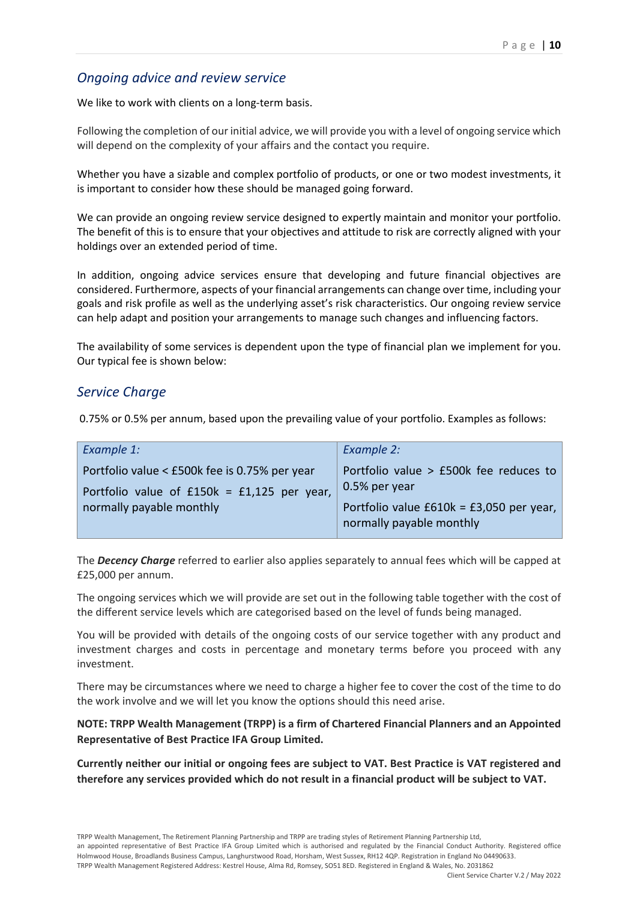## *Ongoing advice and review service*

We like to work with clients on a long-term basis.

Following the completion of our initial advice, we will provide you with a level of ongoing service which will depend on the complexity of your affairs and the contact you require.

Whether you have a sizable and complex portfolio of products, or one or two modest investments, it is important to consider how these should be managed going forward.

We can provide an ongoing review service designed to expertly maintain and monitor your portfolio. The benefit of this is to ensure that your objectives and attitude to risk are correctly aligned with your holdings over an extended period of time.

In addition, ongoing advice services ensure that developing and future financial objectives are considered. Furthermore, aspects of your financial arrangements can change over time, including your goals and risk profile as well as the underlying asset's risk characteristics. Our ongoing review service can help adapt and position your arrangements to manage such changes and influencing factors.

The availability of some services is dependent upon the type of financial plan we implement for you. Our typical fee is shown below:

## *Service Charge*

0.75% or 0.5% per annum, based upon the prevailing value of your portfolio. Examples as follows:

| *Example 1:* | *Example 2:* |
|---|---|
| Portfolio value < £500k fee is 0.75% per year<br>Portfolio value of £150k = £1,125 per year, normally payable monthly | Portfolio value > £500k fee reduces to 0.5% per year<br>Portfolio value £610k = £3,050 per year, normally payable monthly |

The ***Decency Charge*** referred to earlier also applies separately to annual fees which will be capped at £25,000 per annum.

The ongoing services which we will provide are set out in the following table together with the cost of the different service levels which are categorised based on the level of funds being managed.

You will be provided with details of the ongoing costs of our service together with any product and investment charges and costs in percentage and monetary terms before you proceed with any investment.

There may be circumstances where we need to charge a higher fee to cover the cost of the time to do the work involve and we will let you know the options should this need arise.

**NOTE: TRPP Wealth Management (TRPP) is a firm of Chartered Financial Planners and an Appointed Representative of Best Practice IFA Group Limited.**

**Currently neither our initial or ongoing fees are subject to VAT. Best Practice is VAT registered and therefore any services provided which do not result in a financial product will be subject to VAT.**

TRPP Wealth Management, The Retirement Planning Partnership and TRPP are trading styles of Retirement Planning Partnership Ltd, an appointed representative of Best Practice IFA Group Limited which is authorised and regulated by the Financial Conduct Authority. Registered office Holmwood House, Broadlands Business Campus, Langhurstwood Road, Horsham, West Sussex, RH12 4QP. Registration in England No 04490633.
TRPP Wealth Management Registered Address: Kestrel House, Alma Rd, Romsey, SO51 8ED. Registered in England & Wales, No. 2031862
Client Service Charter V.2 / May 2022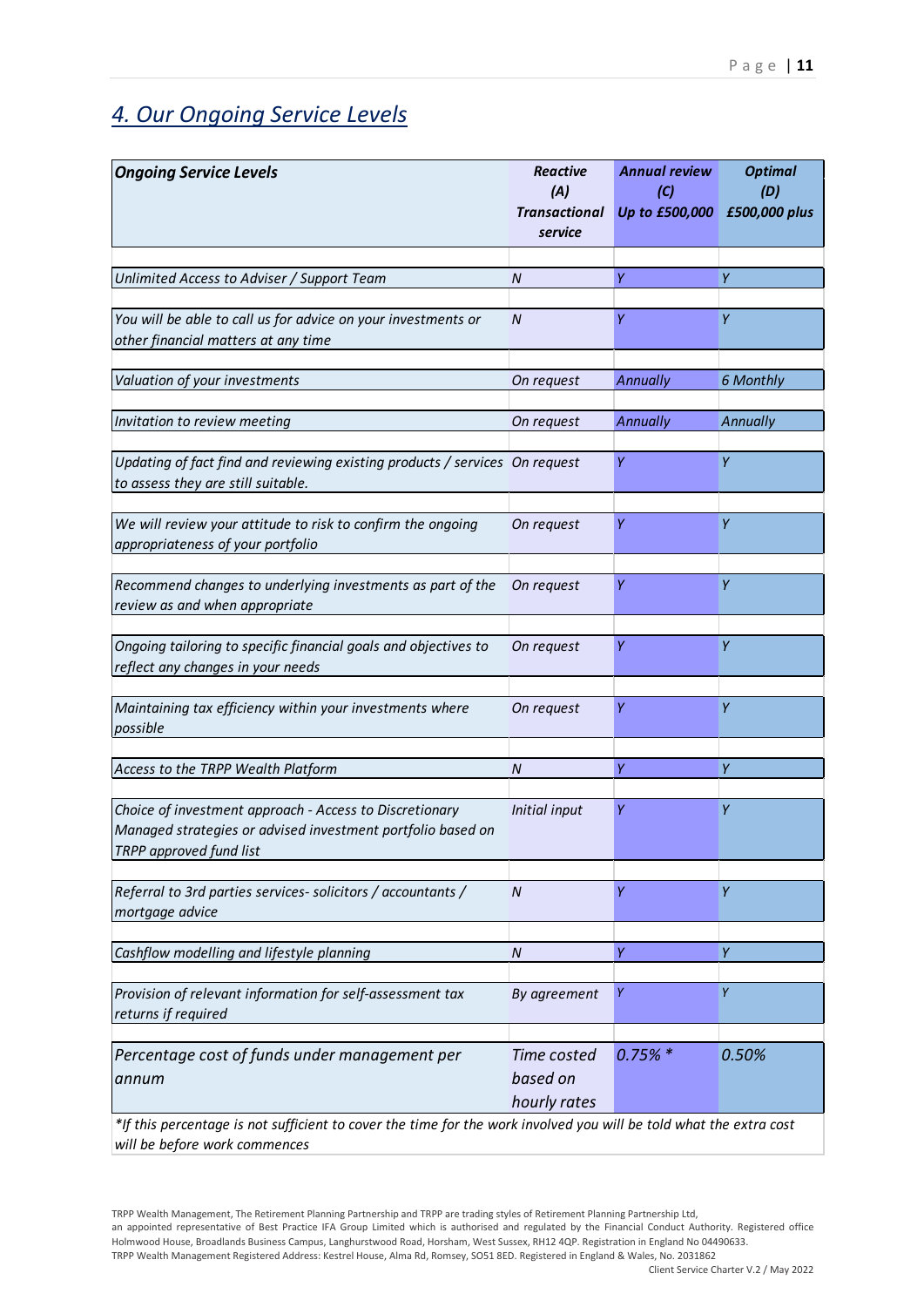## *4. Our Ongoing Service Levels*

| *Ongoing Service Levels* | *Reactive (A) Transactional service* | *Annual review (C) Up to £500,000* | *Optimal (D) £500,000 plus* |
|---|---|---|---|
| *Unlimited Access to Adviser / Support Team* | *N* | *Y* | *Y* |
| *You will be able to call us for advice on your investments or other financial matters at any time* | *N* | *Y* | *Y* |
| *Valuation of your investments* | *On request* | *Annually* | *6 Monthly* |
| *Invitation to review meeting* | *On request* | *Annually* | *Annually* |
| *Updating of fact find and reviewing existing products / services to assess they are still suitable.* | *On request* | *Y* | *Y* |
| *We will review your attitude to risk to confirm the ongoing appropriateness of your portfolio* | *On request* | *Y* | *Y* |
| *Recommend changes to underlying investments as part of the review as and when appropriate* | *On request* | *Y* | *Y* |
| *Ongoing tailoring to specific financial goals and objectives to reflect any changes in your needs* | *On request* | *Y* | *Y* |
| *Maintaining tax efficiency within your investments where possible* | *On request* | *Y* | *Y* |
| *Access to the TRPP Wealth Platform* | *N* | *Y* | *Y* |
| *Choice of investment approach - Access to Discretionary Managed strategies or advised investment portfolio based on TRPP approved fund list* | *Initial input* | *Y* | *Y* |
| *Referral to 3rd parties services- solicitors / accountants / mortgage advice* | *N* | *Y* | *Y* |
| *Cashflow modelling and lifestyle planning* | *N* | *Y* | *Y* |
| *Provision of relevant information for self-assessment tax returns if required* | *By agreement* | *Y* | *Y* |
| *Percentage cost of funds under management per annum* | *Time costed based on hourly rates* | *0.75% ** | *0.50%* |

*\*If this percentage is not sufficient to cover the time for the work involved you will be told what the extra cost will be before work commences*

TRPP Wealth Management, The Retirement Planning Partnership and TRPP are trading styles of Retirement Planning Partnership Ltd, an appointed representative of Best Practice IFA Group Limited which is authorised and regulated by the Financial Conduct Authority. Registered office Holmwood House, Broadlands Business Campus, Langhurstwood Road, Horsham, West Sussex, RH12 4QP. Registration in England No 04490633. TRPP Wealth Management Registered Address: Kestrel House, Alma Rd, Romsey, SO51 8ED. Registered in England & Wales, No. 2031862

Client Service Charter V.2 / May 2022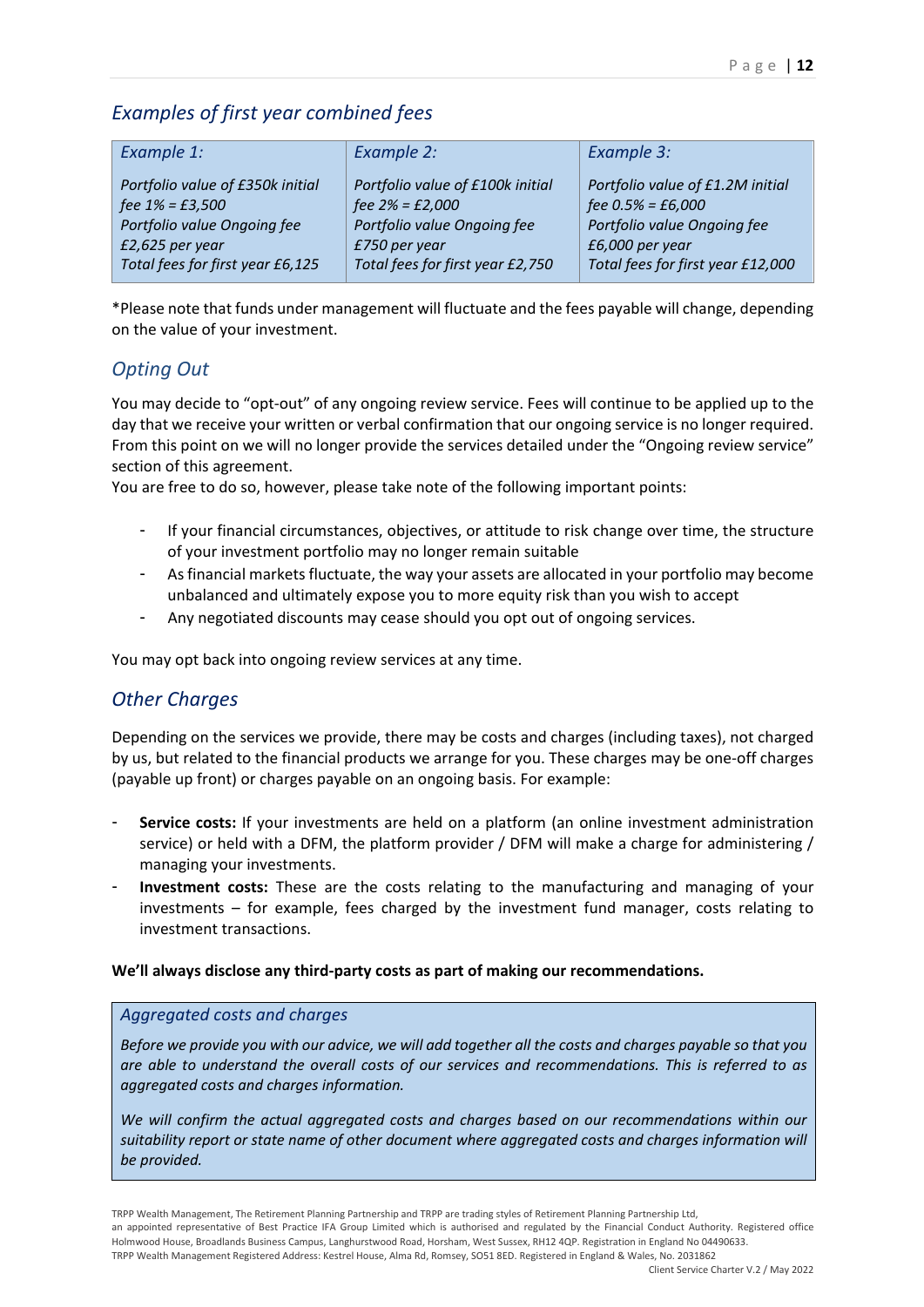## *Examples of first year combined fees*

| *Example 1:* | *Example 2:* | *Example 3:* |
|---|---|---|
| *Portfolio value of £350k initial fee 1% = £3,500*<br>*Portfolio value Ongoing fee £2,625 per year*<br>*Total fees for first year £6,125* | *Portfolio value of £100k initial fee 2% = £2,000*<br>*Portfolio value Ongoing fee £750 per year*<br>*Total fees for first year £2,750* | *Portfolio value of £1.2M initial fee 0.5% = £6,000*<br>*Portfolio value Ongoing fee £6,000 per year*<br>*Total fees for first year £12,000* |

*Please note that funds under management will fluctuate and the fees payable will change, depending on the value of your investment.

## *Opting Out*

You may decide to "opt-out" of any ongoing review service. Fees will continue to be applied up to the day that we receive your written or verbal confirmation that our ongoing service is no longer required. From this point on we will no longer provide the services detailed under the "Ongoing review service" section of this agreement.

You are free to do so, however, please take note of the following important points:

- If your financial circumstances, objectives, or attitude to risk change over time, the structure of your investment portfolio may no longer remain suitable
- As financial markets fluctuate, the way your assets are allocated in your portfolio may become unbalanced and ultimately expose you to more equity risk than you wish to accept
- Any negotiated discounts may cease should you opt out of ongoing services.

You may opt back into ongoing review services at any time.

## *Other Charges*

Depending on the services we provide, there may be costs and charges (including taxes), not charged by us, but related to the financial products we arrange for you. These charges may be one-off charges (payable up front) or charges payable on an ongoing basis. For example:

- **Service costs:** If your investments are held on a platform (an online investment administration service) or held with a DFM, the platform provider / DFM will make a charge for administering / managing your investments.
- **Investment costs:** These are the costs relating to the manufacturing and managing of your investments – for example, fees charged by the investment fund manager, costs relating to investment transactions.

**We'll always disclose any third-party costs as part of making our recommendations.**

### *Aggregated costs and charges*

*Before we provide you with our advice, we will add together all the costs and charges payable so that you are able to understand the overall costs of our services and recommendations. This is referred to as aggregated costs and charges information.*

*We will confirm the actual aggregated costs and charges based on our recommendations within our suitability report or state name of other document where aggregated costs and charges information will be provided.*

TRPP Wealth Management, The Retirement Planning Partnership and TRPP are trading styles of Retirement Planning Partnership Ltd, an appointed representative of Best Practice IFA Group Limited which is authorised and regulated by the Financial Conduct Authority. Registered office Holmwood House, Broadlands Business Campus, Langhurstwood Road, Horsham, West Sussex, RH12 4QP. Registration in England No 04490633.
TRPP Wealth Management Registered Address: Kestrel House, Alma Rd, Romsey, SO51 8ED. Registered in England & Wales, No. 2031862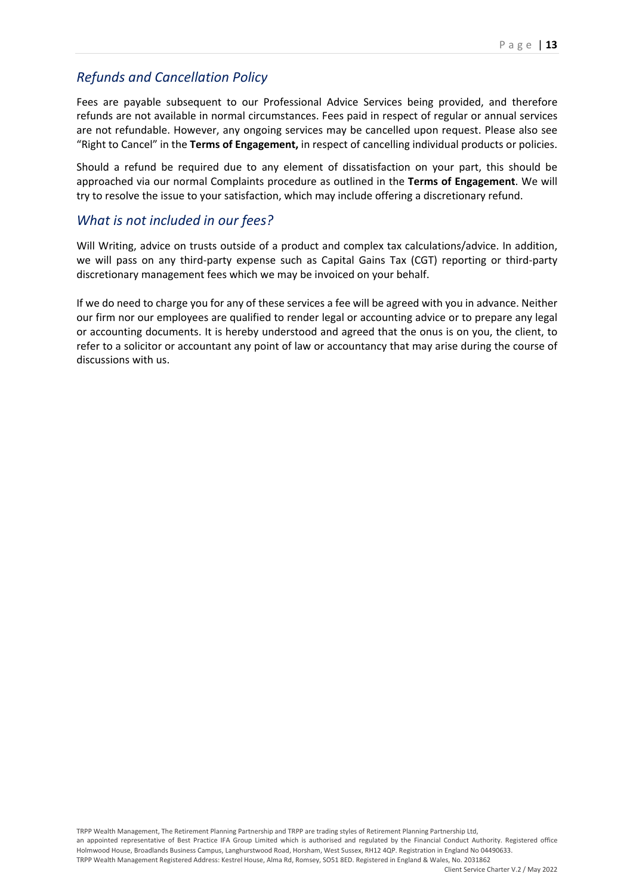## *Refunds and Cancellation Policy*

Fees are payable subsequent to our Professional Advice Services being provided, and therefore refunds are not available in normal circumstances. Fees paid in respect of regular or annual services are not refundable. However, any ongoing services may be cancelled upon request. Please also see "Right to Cancel" in the **Terms of Engagement,** in respect of cancelling individual products or policies.

Should a refund be required due to any element of dissatisfaction on your part, this should be approached via our normal Complaints procedure as outlined in the **Terms of Engagement**. We will try to resolve the issue to your satisfaction, which may include offering a discretionary refund.

## *What is not included in our fees?*

Will Writing, advice on trusts outside of a product and complex tax calculations/advice. In addition, we will pass on any third-party expense such as Capital Gains Tax (CGT) reporting or third-party discretionary management fees which we may be invoiced on your behalf.

If we do need to charge you for any of these services a fee will be agreed with you in advance. Neither our firm nor our employees are qualified to render legal or accounting advice or to prepare any legal or accounting documents. It is hereby understood and agreed that the onus is on you, the client, to refer to a solicitor or accountant any point of law or accountancy that may arise during the course of discussions with us.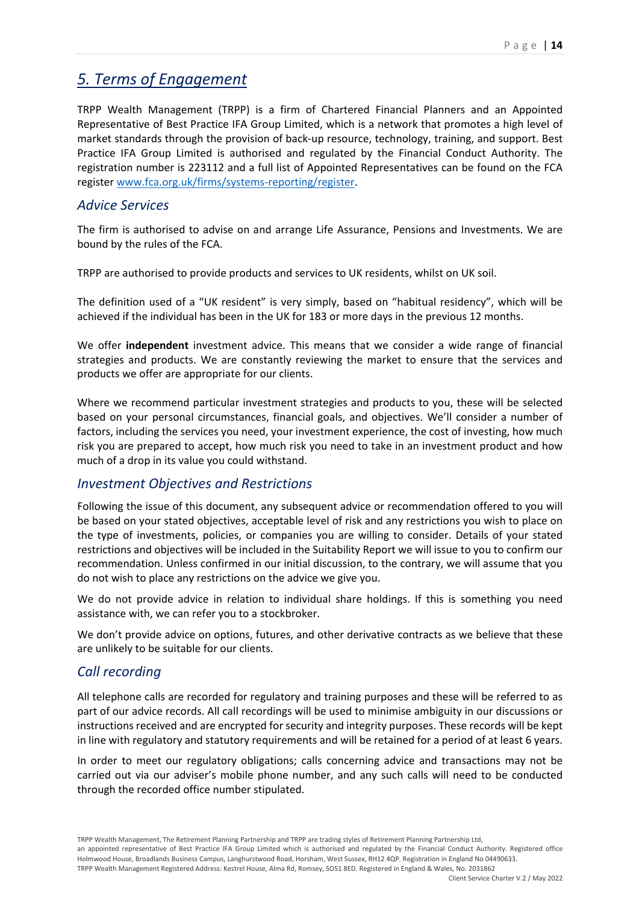# *5. Terms of Engagement*

TRPP Wealth Management (TRPP) is a firm of Chartered Financial Planners and an Appointed Representative of Best Practice IFA Group Limited, which is a network that promotes a high level of market standards through the provision of back-up resource, technology, training, and support. Best Practice IFA Group Limited is authorised and regulated by the Financial Conduct Authority. The registration number is 223112 and a full list of Appointed Representatives can be found on the FCA register www.fca.org.uk/firms/systems-reporting/register.

## *Advice Services*

The firm is authorised to advise on and arrange Life Assurance, Pensions and Investments. We are bound by the rules of the FCA.

TRPP are authorised to provide products and services to UK residents, whilst on UK soil.

The definition used of a "UK resident" is very simply, based on "habitual residency", which will be achieved if the individual has been in the UK for 183 or more days in the previous 12 months.

We offer **independent** investment advice. This means that we consider a wide range of financial strategies and products. We are constantly reviewing the market to ensure that the services and products we offer are appropriate for our clients.

Where we recommend particular investment strategies and products to you, these will be selected based on your personal circumstances, financial goals, and objectives. We'll consider a number of factors, including the services you need, your investment experience, the cost of investing, how much risk you are prepared to accept, how much risk you need to take in an investment product and how much of a drop in its value you could withstand.

## *Investment Objectives and Restrictions*

Following the issue of this document, any subsequent advice or recommendation offered to you will be based on your stated objectives, acceptable level of risk and any restrictions you wish to place on the type of investments, policies, or companies you are willing to consider. Details of your stated restrictions and objectives will be included in the Suitability Report we will issue to you to confirm our recommendation. Unless confirmed in our initial discussion, to the contrary, we will assume that you do not wish to place any restrictions on the advice we give you.

We do not provide advice in relation to individual share holdings. If this is something you need assistance with, we can refer you to a stockbroker.

We don't provide advice on options, futures, and other derivative contracts as we believe that these are unlikely to be suitable for our clients.

## *Call recording*

All telephone calls are recorded for regulatory and training purposes and these will be referred to as part of our advice records. All call recordings will be used to minimise ambiguity in our discussions or instructions received and are encrypted for security and integrity purposes. These records will be kept in line with regulatory and statutory requirements and will be retained for a period of at least 6 years.

In order to meet our regulatory obligations; calls concerning advice and transactions may not be carried out via our adviser's mobile phone number, and any such calls will need to be conducted through the recorded office number stipulated.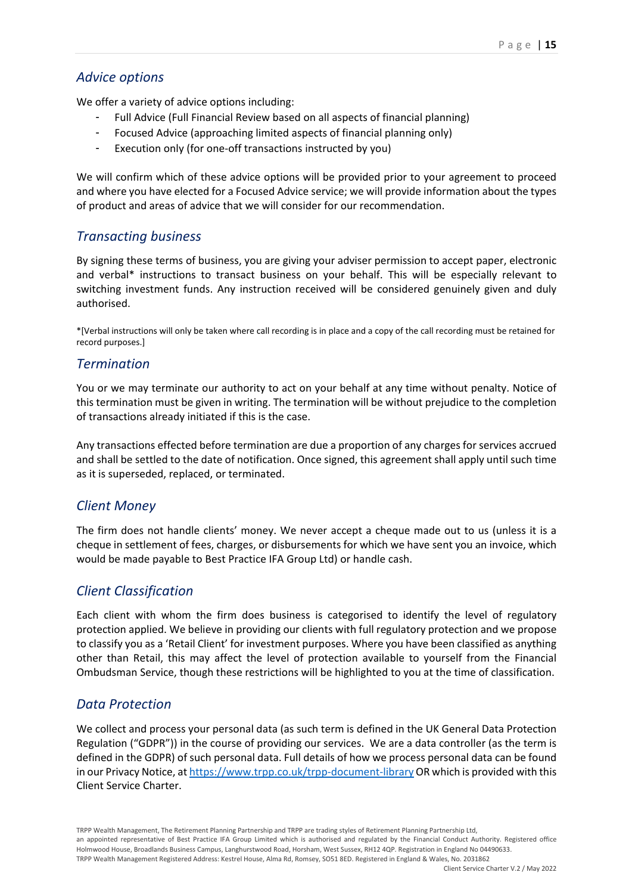## *Advice options*

We offer a variety of advice options including:

- Full Advice (Full Financial Review based on all aspects of financial planning)
- Focused Advice (approaching limited aspects of financial planning only)
- Execution only (for one-off transactions instructed by you)

We will confirm which of these advice options will be provided prior to your agreement to proceed and where you have elected for a Focused Advice service; we will provide information about the types of product and areas of advice that we will consider for our recommendation.

## *Transacting business*

By signing these terms of business, you are giving your adviser permission to accept paper, electronic and verbal* instructions to transact business on your behalf. This will be especially relevant to switching investment funds. Any instruction received will be considered genuinely given and duly authorised.

*[Verbal instructions will only be taken where call recording is in place and a copy of the call recording must be retained for record purposes.]

## *Termination*

You or we may terminate our authority to act on your behalf at any time without penalty. Notice of this termination must be given in writing. The termination will be without prejudice to the completion of transactions already initiated if this is the case.

Any transactions effected before termination are due a proportion of any charges for services accrued and shall be settled to the date of notification. Once signed, this agreement shall apply until such time as it is superseded, replaced, or terminated.

## *Client Money*

The firm does not handle clients' money. We never accept a cheque made out to us (unless it is a cheque in settlement of fees, charges, or disbursements for which we have sent you an invoice, which would be made payable to Best Practice IFA Group Ltd) or handle cash.

## *Client Classification*

Each client with whom the firm does business is categorised to identify the level of regulatory protection applied. We believe in providing our clients with full regulatory protection and we propose to classify you as a 'Retail Client' for investment purposes. Where you have been classified as anything other than Retail, this may affect the level of protection available to yourself from the Financial Ombudsman Service, though these restrictions will be highlighted to you at the time of classification.

## *Data Protection*

We collect and process your personal data (as such term is defined in the UK General Data Protection Regulation ("GDPR")) in the course of providing our services. We are a data controller (as the term is defined in the GDPR) of such personal data. Full details of how we process personal data can be found in our Privacy Notice, at https://www.trpp.co.uk/trpp-document-library OR which is provided with this Client Service Charter.

TRPP Wealth Management, The Retirement Planning Partnership and TRPP are trading styles of Retirement Planning Partnership Ltd, an appointed representative of Best Practice IFA Group Limited which is authorised and regulated by the Financial Conduct Authority. Registered office Holmwood House, Broadlands Business Campus, Langhurstwood Road, Horsham, West Sussex, RH12 4QP. Registration in England No 04490633.
TRPP Wealth Management Registered Address: Kestrel House, Alma Rd, Romsey, SO51 8ED. Registered in England & Wales, No. 2031862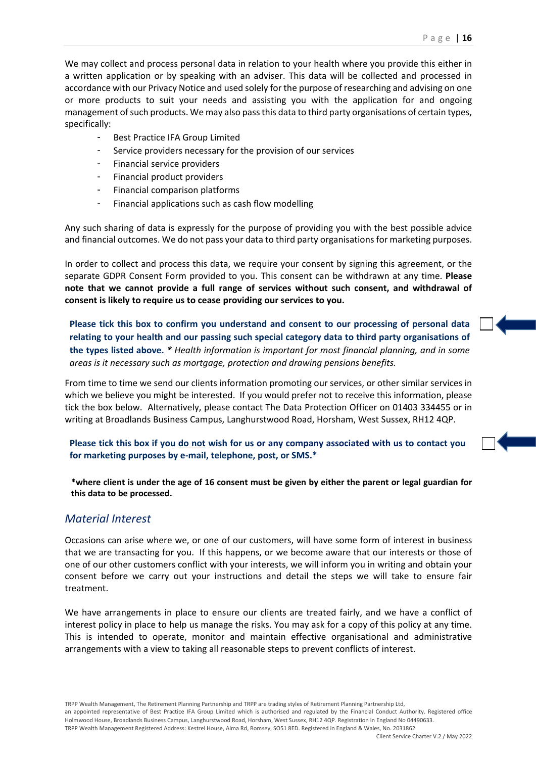We may collect and process personal data in relation to your health where you provide this either in a written application or by speaking with an adviser. This data will be collected and processed in accordance with our Privacy Notice and used solely for the purpose of researching and advising on one or more products to suit your needs and assisting you with the application for and ongoing management of such products. We may also pass this data to third party organisations of certain types, specifically:

- Best Practice IFA Group Limited
- Service providers necessary for the provision of our services
- Financial service providers
- Financial product providers
- Financial comparison platforms
- Financial applications such as cash flow modelling

Any such sharing of data is expressly for the purpose of providing you with the best possible advice and financial outcomes. We do not pass your data to third party organisations for marketing purposes.

In order to collect and process this data, we require your consent by signing this agreement, or the separate GDPR Consent Form provided to you. This consent can be withdrawn at any time. **Please note that we cannot provide a full range of services without such consent, and withdrawal of consent is likely to require us to cease providing our services to you.**

**Please tick this box to confirm you understand and consent to our processing of personal data relating to your health and our passing such special category data to third party organisations of the types listed above.** ***** *Health information is important for most financial planning, and in some areas is it necessary such as mortgage, protection and drawing pensions benefits.* ☐

From time to time we send our clients information promoting our services, or other similar services in which we believe you might be interested. If you would prefer not to receive this information, please tick the box below. Alternatively, please contact The Data Protection Officer on 01403 334455 or in writing at Broadlands Business Campus, Langhurstwood Road, Horsham, West Sussex, RH12 4QP.

**Please tick this box if you do not wish for us or any company associated with us to contact you for marketing purposes by e-mail, telephone, post, or SMS.*** ☐

***where client is under the age of 16 consent must be given by either the parent or legal guardian for this data to be processed.**

## *Material Interest*

Occasions can arise where we, or one of our customers, will have some form of interest in business that we are transacting for you. If this happens, or we become aware that our interests or those of one of our other customers conflict with your interests, we will inform you in writing and obtain your consent before we carry out your instructions and detail the steps we will take to ensure fair treatment.

We have arrangements in place to ensure our clients are treated fairly, and we have a conflict of interest policy in place to help us manage the risks. You may ask for a copy of this policy at any time. This is intended to operate, monitor and maintain effective organisational and administrative arrangements with a view to taking all reasonable steps to prevent conflicts of interest.

TRPP Wealth Management, The Retirement Planning Partnership and TRPP are trading styles of Retirement Planning Partnership Ltd, an appointed representative of Best Practice IFA Group Limited which is authorised and regulated by the Financial Conduct Authority. Registered office Holmwood House, Broadlands Business Campus, Langhurstwood Road, Horsham, West Sussex, RH12 4QP. Registration in England No 04490633.
TRPP Wealth Management Registered Address: Kestrel House, Alma Rd, Romsey, SO51 8ED. Registered in England & Wales, No. 2031862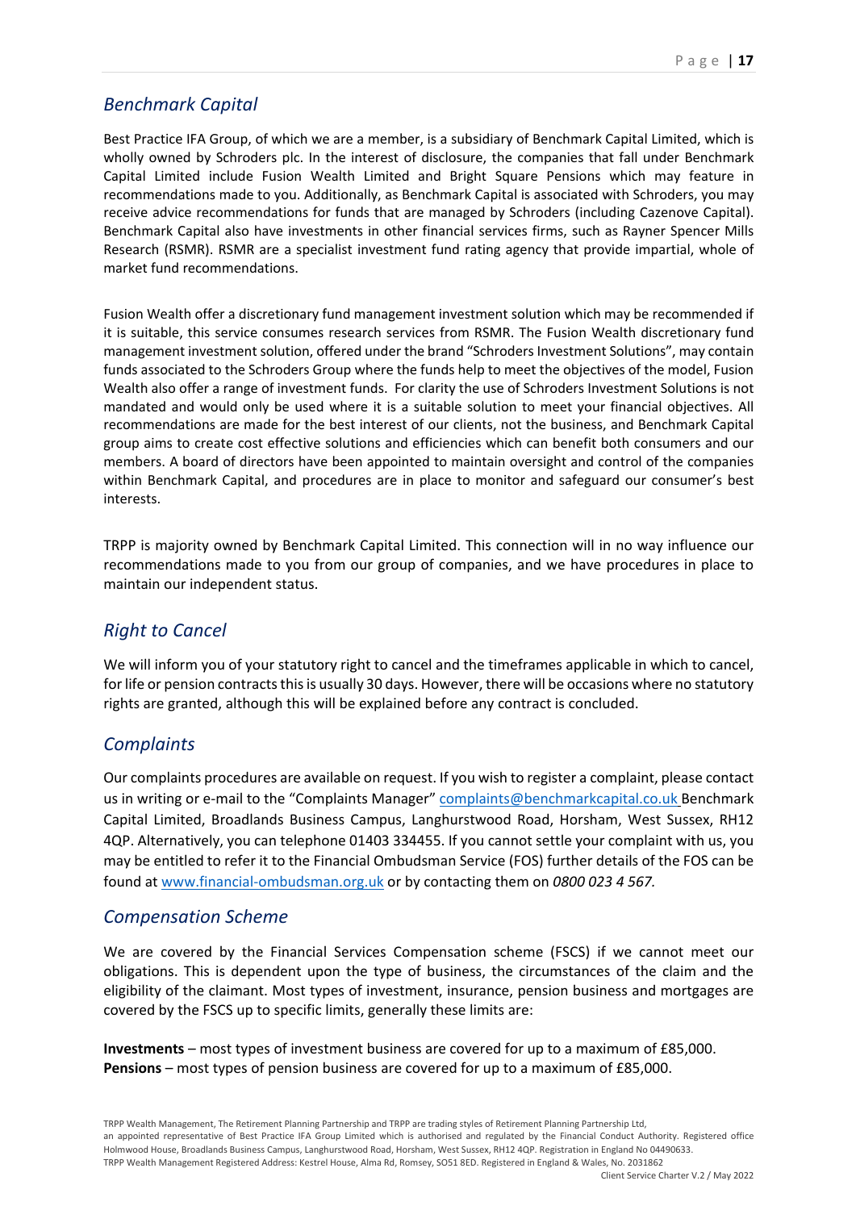## *Benchmark Capital*

Best Practice IFA Group, of which we are a member, is a subsidiary of Benchmark Capital Limited, which is wholly owned by Schroders plc. In the interest of disclosure, the companies that fall under Benchmark Capital Limited include Fusion Wealth Limited and Bright Square Pensions which may feature in recommendations made to you. Additionally, as Benchmark Capital is associated with Schroders, you may receive advice recommendations for funds that are managed by Schroders (including Cazenove Capital). Benchmark Capital also have investments in other financial services firms, such as Rayner Spencer Mills Research (RSMR). RSMR are a specialist investment fund rating agency that provide impartial, whole of market fund recommendations.

Fusion Wealth offer a discretionary fund management investment solution which may be recommended if it is suitable, this service consumes research services from RSMR. The Fusion Wealth discretionary fund management investment solution, offered under the brand "Schroders Investment Solutions", may contain funds associated to the Schroders Group where the funds help to meet the objectives of the model, Fusion Wealth also offer a range of investment funds. For clarity the use of Schroders Investment Solutions is not mandated and would only be used where it is a suitable solution to meet your financial objectives. All recommendations are made for the best interest of our clients, not the business, and Benchmark Capital group aims to create cost effective solutions and efficiencies which can benefit both consumers and our members. A board of directors have been appointed to maintain oversight and control of the companies within Benchmark Capital, and procedures are in place to monitor and safeguard our consumer's best interests.

TRPP is majority owned by Benchmark Capital Limited. This connection will in no way influence our recommendations made to you from our group of companies, and we have procedures in place to maintain our independent status.

## *Right to Cancel*

We will inform you of your statutory right to cancel and the timeframes applicable in which to cancel, for life or pension contracts this is usually 30 days. However, there will be occasions where no statutory rights are granted, although this will be explained before any contract is concluded.

## *Complaints*

Our complaints procedures are available on request. If you wish to register a complaint, please contact us in writing or e-mail to the "Complaints Manager" complaints@benchmarkcapital.co.uk Benchmark Capital Limited, Broadlands Business Campus, Langhurstwood Road, Horsham, West Sussex, RH12 4QP. Alternatively, you can telephone 01403 334455. If you cannot settle your complaint with us, you may be entitled to refer it to the Financial Ombudsman Service (FOS) further details of the FOS can be found at www.financial-ombudsman.org.uk or by contacting them on *0800 023 4 567.*

## *Compensation Scheme*

We are covered by the Financial Services Compensation scheme (FSCS) if we cannot meet our obligations. This is dependent upon the type of business, the circumstances of the claim and the eligibility of the claimant. Most types of investment, insurance, pension business and mortgages are covered by the FSCS up to specific limits, generally these limits are:

**Investments** – most types of investment business are covered for up to a maximum of £85,000.
**Pensions** – most types of pension business are covered for up to a maximum of £85,000.

TRPP Wealth Management, The Retirement Planning Partnership and TRPP are trading styles of Retirement Planning Partnership Ltd, an appointed representative of Best Practice IFA Group Limited which is authorised and regulated by the Financial Conduct Authority. Registered office Holmwood House, Broadlands Business Campus, Langhurstwood Road, Horsham, West Sussex, RH12 4QP. Registration in England No 04490633.
TRPP Wealth Management Registered Address: Kestrel House, Alma Rd, Romsey, SO51 8ED. Registered in England & Wales, No. 2031862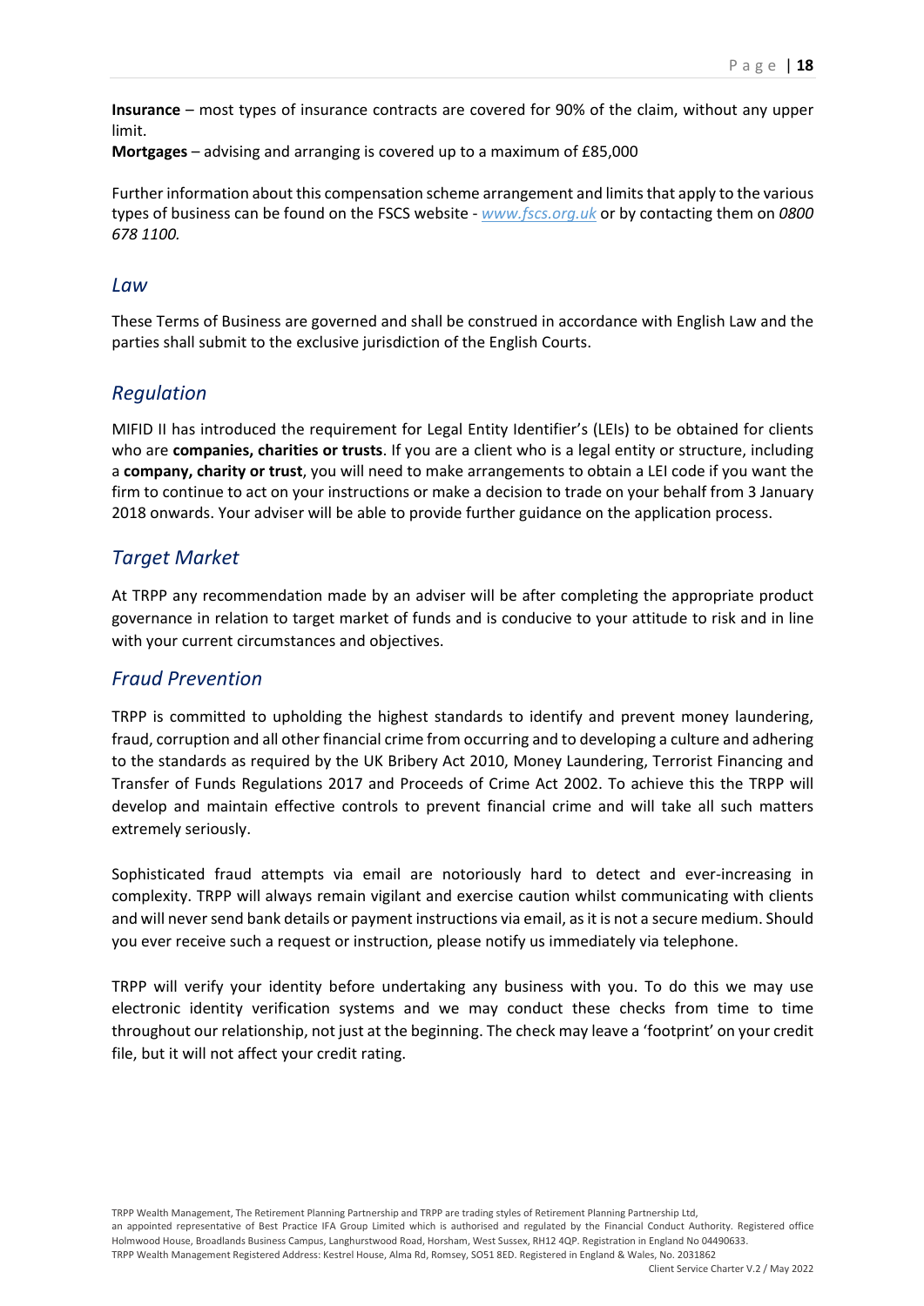**Insurance** – most types of insurance contracts are covered for 90% of the claim, without any upper limit.
**Mortgages** – advising and arranging is covered up to a maximum of £85,000

Further information about this compensation scheme arrangement and limits that apply to the various types of business can be found on the FSCS website - *www.fscs.org.uk* or by contacting them on *0800 678 1100.*

## *Law*

These Terms of Business are governed and shall be construed in accordance with English Law and the parties shall submit to the exclusive jurisdiction of the English Courts.

## *Regulation*

MIFID II has introduced the requirement for Legal Entity Identifier's (LEIs) to be obtained for clients who are **companies, charities or trusts**. If you are a client who is a legal entity or structure, including a **company, charity or trust**, you will need to make arrangements to obtain a LEI code if you want the firm to continue to act on your instructions or make a decision to trade on your behalf from 3 January 2018 onwards. Your adviser will be able to provide further guidance on the application process.

## *Target Market*

At TRPP any recommendation made by an adviser will be after completing the appropriate product governance in relation to target market of funds and is conducive to your attitude to risk and in line with your current circumstances and objectives.

## *Fraud Prevention*

TRPP is committed to upholding the highest standards to identify and prevent money laundering, fraud, corruption and all other financial crime from occurring and to developing a culture and adhering to the standards as required by the UK Bribery Act 2010, Money Laundering, Terrorist Financing and Transfer of Funds Regulations 2017 and Proceeds of Crime Act 2002. To achieve this the TRPP will develop and maintain effective controls to prevent financial crime and will take all such matters extremely seriously.

Sophisticated fraud attempts via email are notoriously hard to detect and ever-increasing in complexity. TRPP will always remain vigilant and exercise caution whilst communicating with clients and will never send bank details or payment instructions via email, as it is not a secure medium. Should you ever receive such a request or instruction, please notify us immediately via telephone.

TRPP will verify your identity before undertaking any business with you. To do this we may use electronic identity verification systems and we may conduct these checks from time to time throughout our relationship, not just at the beginning. The check may leave a 'footprint' on your credit file, but it will not affect your credit rating.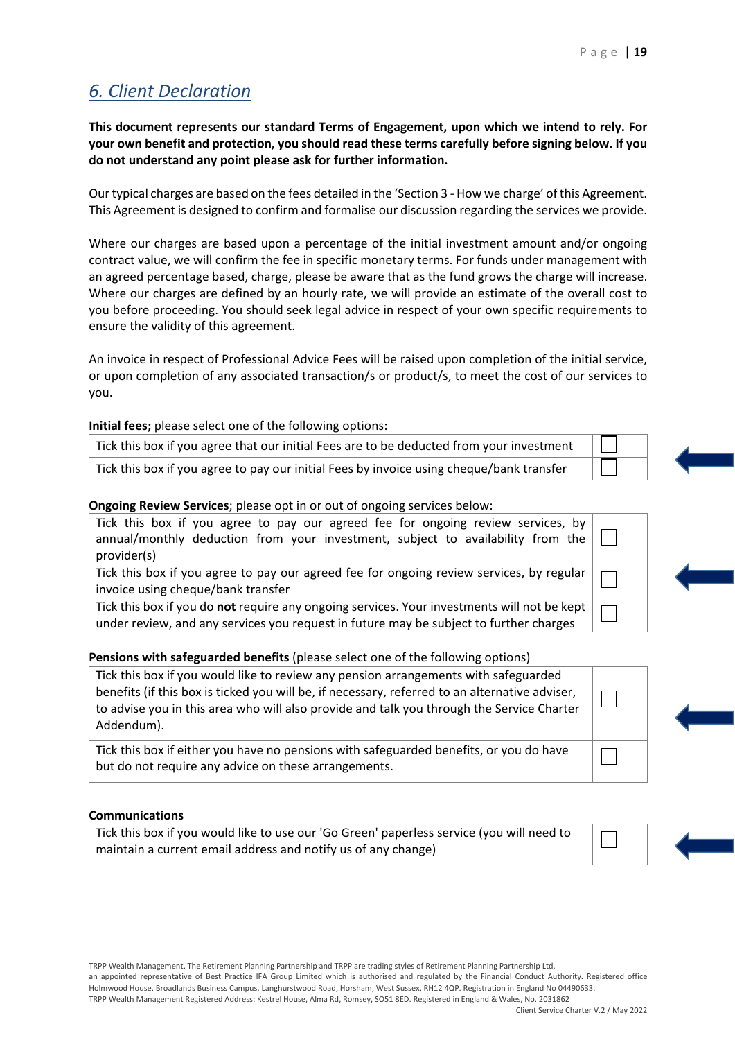## 6. Client Declaration

**This document represents our standard Terms of Engagement, upon which we intend to rely. For your own benefit and protection, you should read these terms carefully before signing below. If you do not understand any point please ask for further information.**

Our typical charges are based on the fees detailed in the 'Section 3 - How we charge' of this Agreement. This Agreement is designed to confirm and formalise our discussion regarding the services we provide.

Where our charges are based upon a percentage of the initial investment amount and/or ongoing contract value, we will confirm the fee in specific monetary terms. For funds under management with an agreed percentage based, charge, please be aware that as the fund grows the charge will increase. Where our charges are defined by an hourly rate, we will provide an estimate of the overall cost to you before proceeding. You should seek legal advice in respect of your own specific requirements to ensure the validity of this agreement.

An invoice in respect of Professional Advice Fees will be raised upon completion of the initial service, or upon completion of any associated transaction/s or product/s, to meet the cost of our services to you.

**Initial fees;** please select one of the following options:

| | |
|---|---|
| Tick this box if you agree that our initial Fees are to be deducted from your investment | ☐ |
| Tick this box if you agree to pay our initial Fees by invoice using cheque/bank transfer | ☐ |

**Ongoing Review Services**; please opt in or out of ongoing services below:

| | |
|---|---|
| Tick this box if you agree to pay our agreed fee for ongoing review services, by annual/monthly deduction from your investment, subject to availability from the provider(s) | ☐ |
| Tick this box if you agree to pay our agreed fee for ongoing review services, by regular invoice using cheque/bank transfer | ☐ |
| Tick this box if you do **not** require any ongoing services. Your investments will not be kept under review, and any services you request in future may be subject to further charges | ☐ |

**Pensions with safeguarded benefits** (please select one of the following options)

| | |
|---|---|
| Tick this box if you would like to review any pension arrangements with safeguarded benefits (if this box is ticked you will be, if necessary, referred to an alternative adviser, to advise you in this area who will also provide and talk you through the Service Charter Addendum). | ☐ |
| Tick this box if either you have no pensions with safeguarded benefits, or you do have but do not require any advice on these arrangements. | ☐ |

**Communications**

| | |
|---|---|
| Tick this box if you would like to use our 'Go Green' paperless service (you will need to maintain a current email address and notify us of any change) | ☐ |

TRPP Wealth Management, The Retirement Planning Partnership and TRPP are trading styles of Retirement Planning Partnership Ltd, an appointed representative of Best Practice IFA Group Limited which is authorised and regulated by the Financial Conduct Authority. Registered office Holmwood House, Broadlands Business Campus, Langhurstwood Road, Horsham, West Sussex, RH12 4QP. Registration in England No 04490633.
TRPP Wealth Management Registered Address: Kestrel House, Alma Rd, Romsey, SO51 8ED. Registered in England & Wales, No. 2031862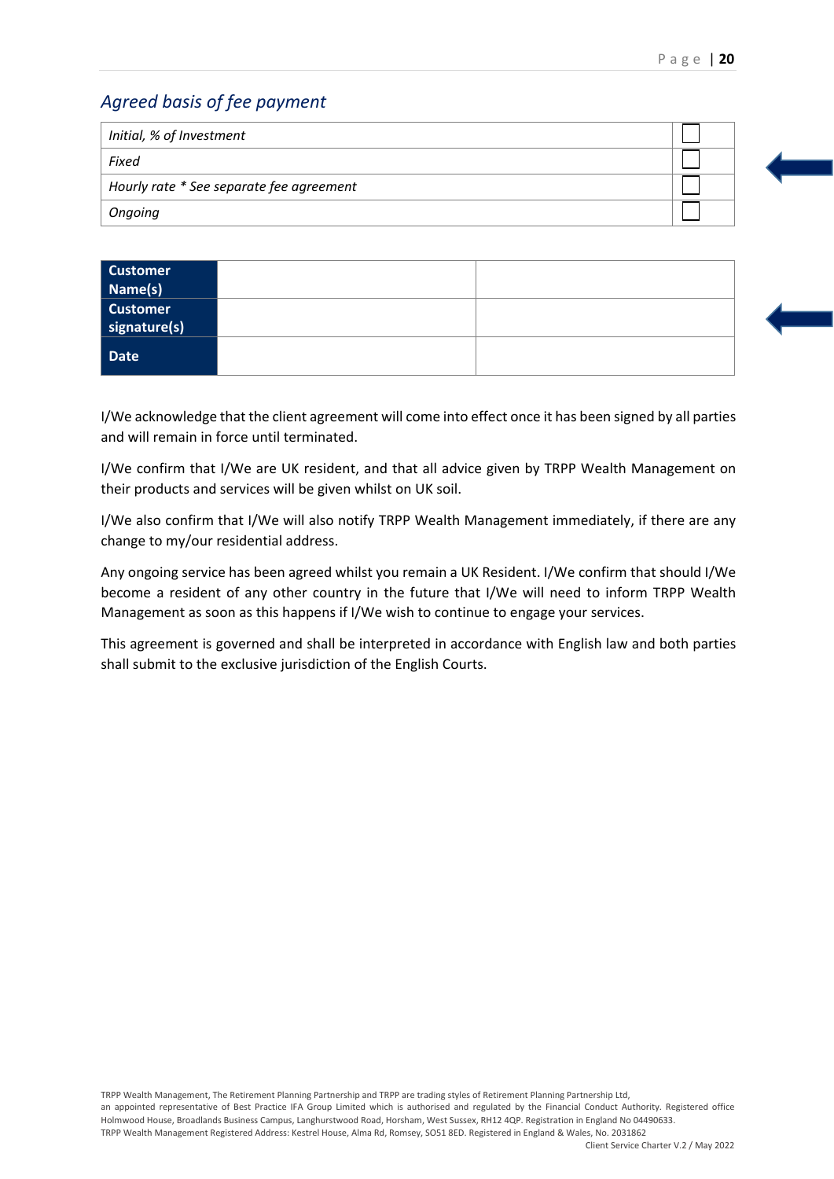## *Agreed basis of fee payment*

| | |
|---|---|
| *Initial, % of Investment* | ☐ |
| *Fixed* | ☐ |
| *Hourly rate * See separate fee agreement* | ☐ |
| *Ongoing* | ☐ |

| | | |
|---|---|---|
| **Customer Name(s)** | | |
| **Customer signature(s)** | | |
| **Date** | | |

I/We acknowledge that the client agreement will come into effect once it has been signed by all parties and will remain in force until terminated.

I/We confirm that I/We are UK resident, and that all advice given by TRPP Wealth Management on their products and services will be given whilst on UK soil.

I/We also confirm that I/We will also notify TRPP Wealth Management immediately, if there are any change to my/our residential address.

Any ongoing service has been agreed whilst you remain a UK Resident. I/We confirm that should I/We become a resident of any other country in the future that I/We will need to inform TRPP Wealth Management as soon as this happens if I/We wish to continue to engage your services.

This agreement is governed and shall be interpreted in accordance with English law and both parties shall submit to the exclusive jurisdiction of the English Courts.

TRPP Wealth Management, The Retirement Planning Partnership and TRPP are trading styles of Retirement Planning Partnership Ltd, an appointed representative of Best Practice IFA Group Limited which is authorised and regulated by the Financial Conduct Authority. Registered office Holmwood House, Broadlands Business Campus, Langhurstwood Road, Horsham, West Sussex, RH12 4QP. Registration in England No 04490633.
TRPP Wealth Management Registered Address: Kestrel House, Alma Rd, Romsey, SO51 8ED. Registered in England & Wales, No. 2031862
Client Service Charter V.2 / May 2022